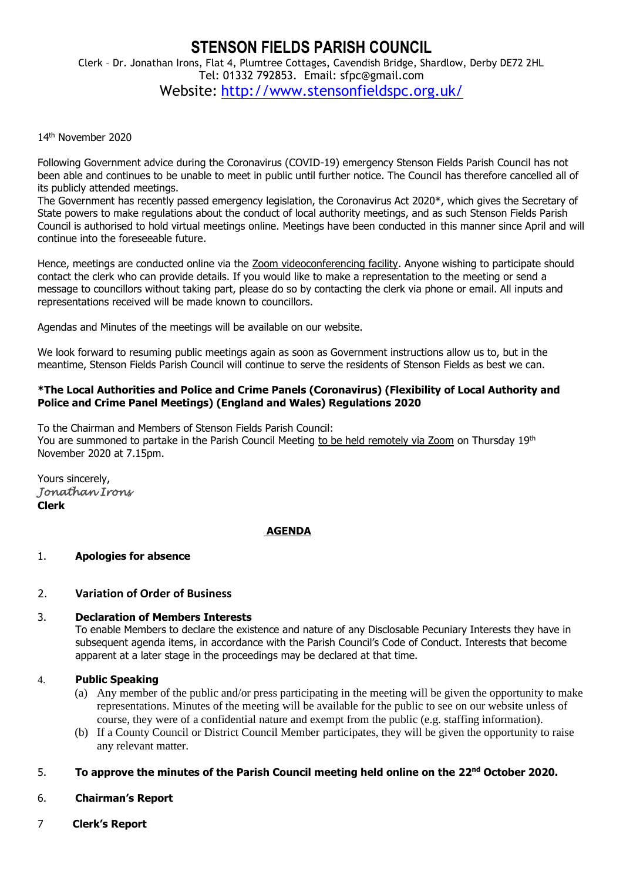# STENSON FIELDS PARISH COUNCIL

Clerk – Dr. Jonathan Irons, Flat 4, Plumtree Cottages, Cavendish Bridge, Shardlow, Derby DE72 2HL
Tel: 01332 792853. Email: sfpc@gmail.com
Website: http://www.stensonfieldspc.org.uk/

14th November 2020

Following Government advice during the Coronavirus (COVID-19) emergency Stenson Fields Parish Council has not been able and continues to be unable to meet in public until further notice. The Council has therefore cancelled all of its publicly attended meetings.
The Government has recently passed emergency legislation, the Coronavirus Act 2020*, which gives the Secretary of State powers to make regulations about the conduct of local authority meetings, and as such Stenson Fields Parish Council is authorised to hold virtual meetings online. Meetings have been conducted in this manner since April and will continue into the foreseeable future.

Hence, meetings are conducted online via the Zoom videoconferencing facility. Anyone wishing to participate should contact the clerk who can provide details. If you would like to make a representation to the meeting or send a message to councillors without taking part, please do so by contacting the clerk via phone or email. All inputs and representations received will be made known to councillors.

Agendas and Minutes of the meetings will be available on our website.

We look forward to resuming public meetings again as soon as Government instructions allow us to, but in the meantime, Stenson Fields Parish Council will continue to serve the residents of Stenson Fields as best we can.

**\*The Local Authorities and Police and Crime Panels (Coronavirus) (Flexibility of Local Authority and Police and Crime Panel Meetings) (England and Wales) Regulations 2020**

To the Chairman and Members of Stenson Fields Parish Council:
You are summoned to partake in the Parish Council Meeting to be held remotely via Zoom on Thursday 19th November 2020 at 7.15pm.

Yours sincerely,
*Jonathan Irons*
**Clerk**

## AGENDA

1. **Apologies for absence**

2. **Variation of Order of Business**

3. **Declaration of Members Interests**
   To enable Members to declare the existence and nature of any Disclosable Pecuniary Interests they have in subsequent agenda items, in accordance with the Parish Council's Code of Conduct. Interests that become apparent at a later stage in the proceedings may be declared at that time.

4. **Public Speaking**
   (a) Any member of the public and/or press participating in the meeting will be given the opportunity to make representations. Minutes of the meeting will be available for the public to see on our website unless of course, they were of a confidential nature and exempt from the public (e.g. staffing information).
   (b) If a County Council or District Council Member participates, they will be given the opportunity to raise any relevant matter.

5. **To approve the minutes of the Parish Council meeting held online on the 22nd October 2020.**

6. **Chairman's Report**

7. **Clerk's Report**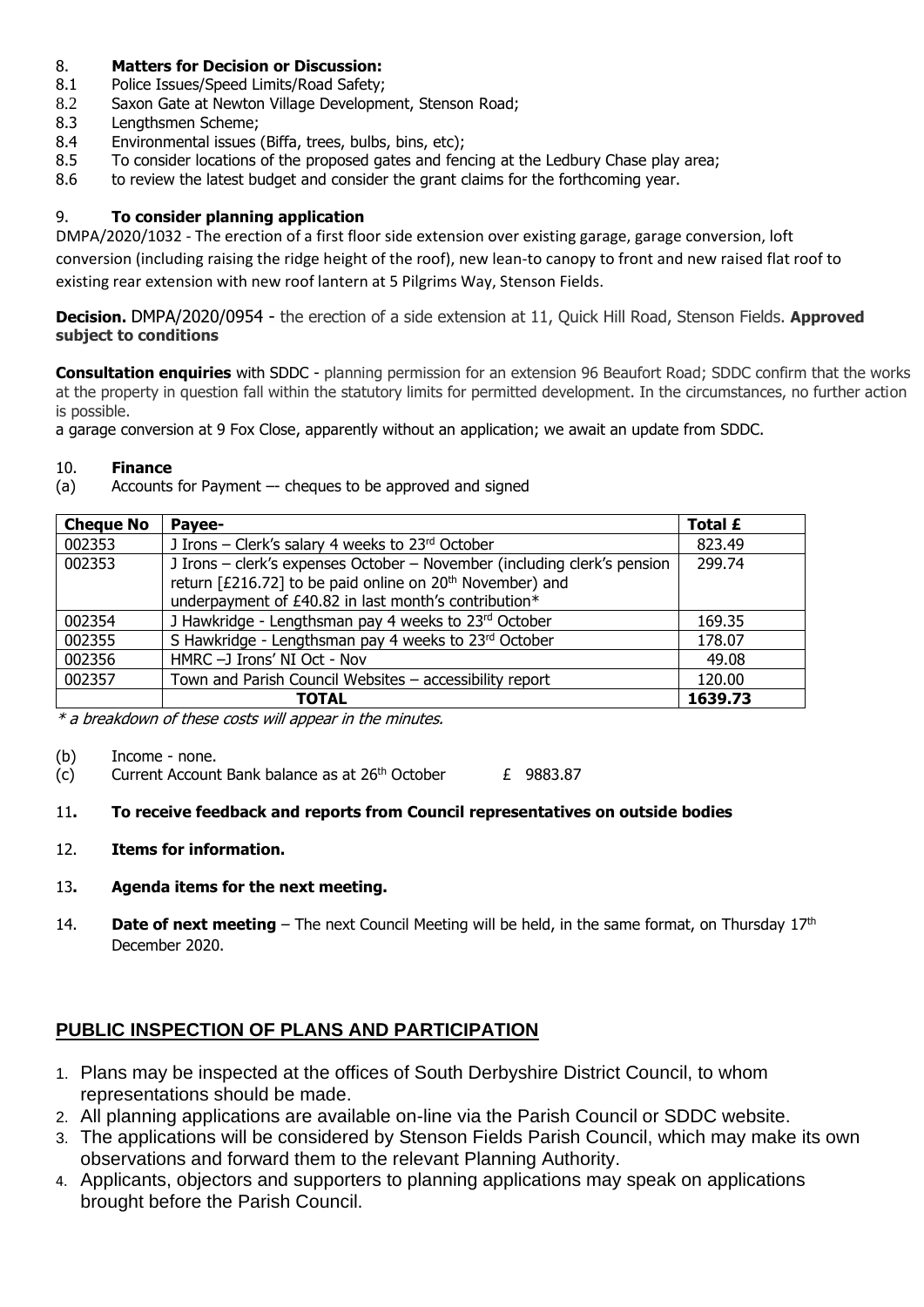8. **Matters for Decision or Discussion:**

8.1 Police Issues/Speed Limits/Road Safety;
8.2 Saxon Gate at Newton Village Development, Stenson Road;
8.3 Lengthsmen Scheme;
8.4 Environmental issues (Biffa, trees, bulbs, bins, etc);
8.5 To consider locations of the proposed gates and fencing at the Ledbury Chase play area;
8.6 to review the latest budget and consider the grant claims for the forthcoming year.

9. **To consider planning application**

DMPA/2020/1032 - The erection of a first floor side extension over existing garage, garage conversion, loft conversion (including raising the ridge height of the roof), new lean-to canopy to front and new raised flat roof to existing rear extension with new roof lantern at 5 Pilgrims Way, Stenson Fields.

**Decision.** DMPA/2020/0954 - the erection of a side extension at 11, Quick Hill Road, Stenson Fields. **Approved subject to conditions**

**Consultation enquiries** with SDDC - planning permission for an extension 96 Beaufort Road; SDDC confirm that the works at the property in question fall within the statutory limits for permitted development. In the circumstances, no further action is possible.

a garage conversion at 9 Fox Close, apparently without an application; we await an update from SDDC.

10. **Finance**

(a) Accounts for Payment –- cheques to be approved and signed

| Cheque No | Payee- | Total £ |
|---|---|---|
| 002353 | J Irons – Clerk's salary 4 weeks to 23rd October | 823.49 |
| 002353 | J Irons – clerk's expenses October – November (including clerk's pension return [£216.72] to be paid online on 20th November) and underpayment of £40.82 in last month's contribution* | 299.74 |
| 002354 | J Hawkridge - Lengthsman pay 4 weeks to 23rd October | 169.35 |
| 002355 | S Hawkridge - Lengthsman pay 4 weeks to 23rd October | 178.07 |
| 002356 | HMRC –J Irons' NI Oct - Nov | 49.08 |
| 002357 | Town and Parish Council Websites – accessibility report | 120.00 |
| | **TOTAL** | **1639.73** |

*\* a breakdown of these costs will appear in the minutes.*

(b) Income - none.
(c) Current Account Bank balance as at 26th October £ 9883.87

11. **To receive feedback and reports from Council representatives on outside bodies**

12. **Items for information.**

13. **Agenda items for the next meeting.**

14. **Date of next meeting** – The next Council Meeting will be held, in the same format, on Thursday 17th December 2020.

## PUBLIC INSPECTION OF PLANS AND PARTICIPATION

1. Plans may be inspected at the offices of South Derbyshire District Council, to whom representations should be made.
2. All planning applications are available on-line via the Parish Council or SDDC website.
3. The applications will be considered by Stenson Fields Parish Council, which may make its own observations and forward them to the relevant Planning Authority.
4. Applicants, objectors and supporters to planning applications may speak on applications brought before the Parish Council.